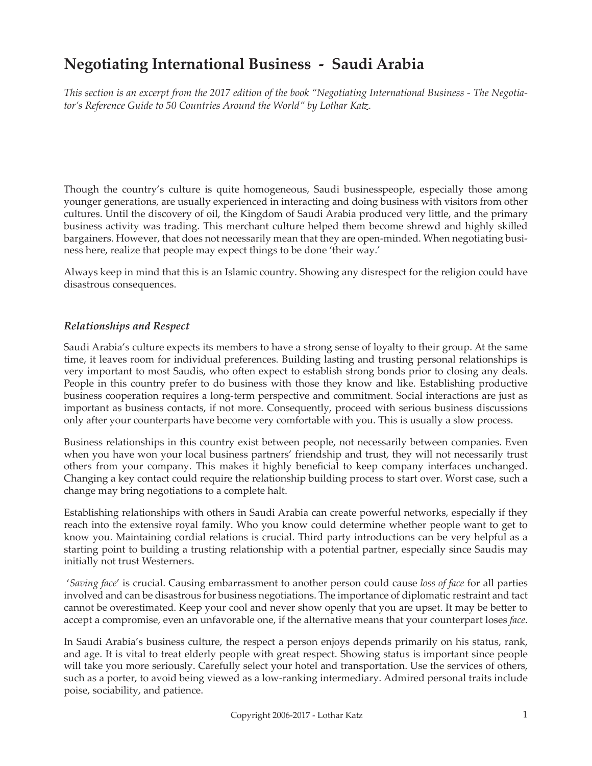# Negotiating International Business - Saudi Arabia

*This section is an excerpt from the 2017 edition of the book "Negotiating International Business - The Negotiator's Reference Guide to 50 Countries Around the World" by Lothar Katz.*

Though the country's culture is quite homogeneous, Saudi businesspeople, especially those among younger generations, are usually experienced in interacting and doing business with visitors from other cultures. Until the discovery of oil, the Kingdom of Saudi Arabia produced very little, and the primary business activity was trading. This merchant culture helped them become shrewd and highly skilled bargainers. However, that does not necessarily mean that they are open-minded. When negotiating business here, realize that people may expect things to be done 'their way.'

Always keep in mind that this is an Islamic country. Showing any disrespect for the religion could have disastrous consequences.

### *Relationships and Respect*

Saudi Arabia's culture expects its members to have a strong sense of loyalty to their group. At the same time, it leaves room for individual preferences. Building lasting and trusting personal relationships is very important to most Saudis, who often expect to establish strong bonds prior to closing any deals. People in this country prefer to do business with those they know and like. Establishing productive business cooperation requires a long-term perspective and commitment. Social interactions are just as important as business contacts, if not more. Consequently, proceed with serious business discussions only after your counterparts have become very comfortable with you. This is usually a slow process.

Business relationships in this country exist between people, not necessarily between companies. Even when you have won your local business partners' friendship and trust, they will not necessarily trust others from your company. This makes it highly beneficial to keep company interfaces unchanged. Changing a key contact could require the relationship building process to start over. Worst case, such a change may bring negotiations to a complete halt.

Establishing relationships with others in Saudi Arabia can create powerful networks, especially if they reach into the extensive royal family. Who you know could determine whether people want to get to know you. Maintaining cordial relations is crucial. Third party introductions can be very helpful as a starting point to building a trusting relationship with a potential partner, especially since Saudis may initially not trust Westerners.

'*Saving face*' is crucial. Causing embarrassment to another person could cause *loss of face* for all parties involved and can be disastrous for business negotiations. The importance of diplomatic restraint and tact cannot be overestimated. Keep your cool and never show openly that you are upset. It may be better to accept a compromise, even an unfavorable one, if the alternative means that your counterpart loses *face*.

In Saudi Arabia's business culture, the respect a person enjoys depends primarily on his status, rank, and age. It is vital to treat elderly people with great respect. Showing status is important since people will take you more seriously. Carefully select your hotel and transportation. Use the services of others, such as a porter, to avoid being viewed as a low-ranking intermediary. Admired personal traits include poise, sociability, and patience.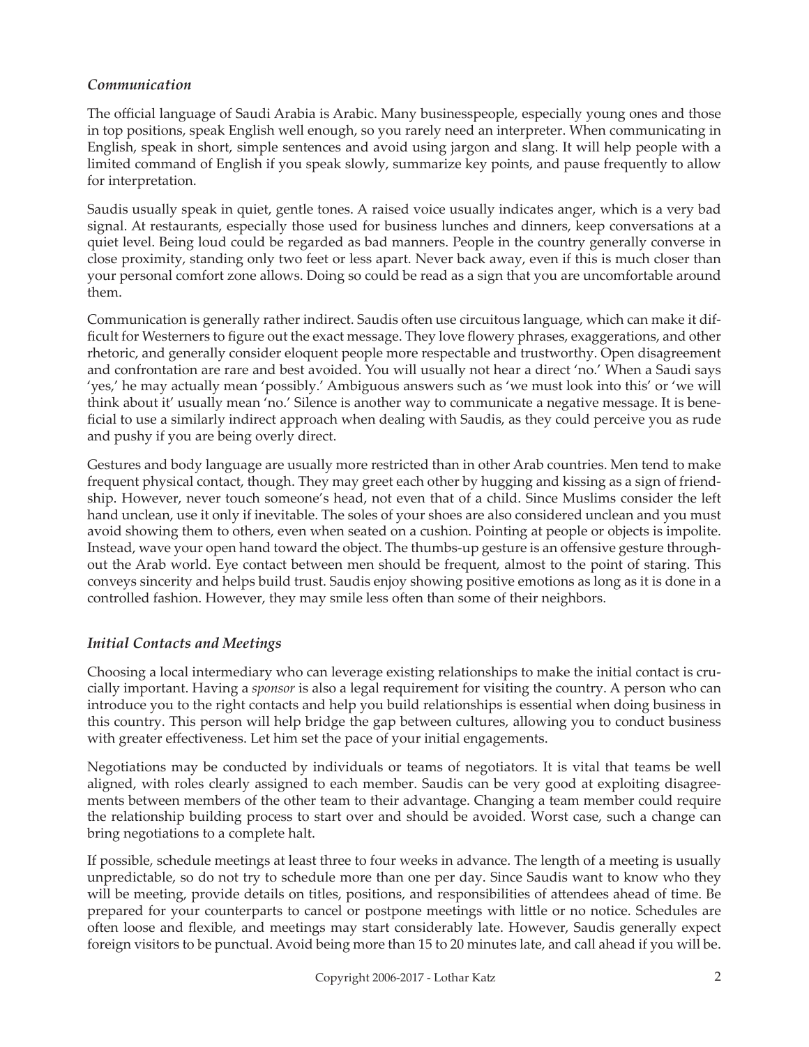### *Communication*

The official language of Saudi Arabia is Arabic. Many businesspeople, especially young ones and those in top positions, speak English well enough, so you rarely need an interpreter. When communicating in English, speak in short, simple sentences and avoid using jargon and slang. It will help people with a limited command of English if you speak slowly, summarize key points, and pause frequently to allow for interpretation.

Saudis usually speak in quiet, gentle tones. A raised voice usually indicates anger, which is a very bad signal. At restaurants, especially those used for business lunches and dinners, keep conversations at a quiet level. Being loud could be regarded as bad manners. People in the country generally converse in close proximity, standing only two feet or less apart. Never back away, even if this is much closer than your personal comfort zone allows. Doing so could be read as a sign that you are uncomfortable around them.

Communication is generally rather indirect. Saudis often use circuitous language, which can make it difficult for Westerners to figure out the exact message. They love flowery phrases, exaggerations, and other rhetoric, and generally consider eloquent people more respectable and trustworthy. Open disagreement and confrontation are rare and best avoided. You will usually not hear a direct 'no.' When a Saudi says 'yes,' he may actually mean 'possibly.' Ambiguous answers such as 'we must look into this' or 'we will think about it' usually mean 'no.' Silence is another way to communicate a negative message. It is beneficial to use a similarly indirect approach when dealing with Saudis, as they could perceive you as rude and pushy if you are being overly direct.

Gestures and body language are usually more restricted than in other Arab countries. Men tend to make frequent physical contact, though. They may greet each other by hugging and kissing as a sign of friendship. However, never touch someone's head, not even that of a child. Since Muslims consider the left hand unclean, use it only if inevitable. The soles of your shoes are also considered unclean and you must avoid showing them to others, even when seated on a cushion. Pointing at people or objects is impolite. Instead, wave your open hand toward the object. The thumbs-up gesture is an offensive gesture throughout the Arab world. Eye contact between men should be frequent, almost to the point of staring. This conveys sincerity and helps build trust. Saudis enjoy showing positive emotions as long as it is done in a controlled fashion. However, they may smile less often than some of their neighbors.

### *Initial Contacts and Meetings*

Choosing a local intermediary who can leverage existing relationships to make the initial contact is crucially important. Having a *sponsor* is also a legal requirement for visiting the country. A person who can introduce you to the right contacts and help you build relationships is essential when doing business in this country. This person will help bridge the gap between cultures, allowing you to conduct business with greater effectiveness. Let him set the pace of your initial engagements.

Negotiations may be conducted by individuals or teams of negotiators. It is vital that teams be well aligned, with roles clearly assigned to each member. Saudis can be very good at exploiting disagreements between members of the other team to their advantage. Changing a team member could require the relationship building process to start over and should be avoided. Worst case, such a change can bring negotiations to a complete halt.

If possible, schedule meetings at least three to four weeks in advance. The length of a meeting is usually unpredictable, so do not try to schedule more than one per day. Since Saudis want to know who they will be meeting, provide details on titles, positions, and responsibilities of attendees ahead of time. Be prepared for your counterparts to cancel or postpone meetings with little or no notice. Schedules are often loose and flexible, and meetings may start considerably late. However, Saudis generally expect foreign visitors to be punctual. Avoid being more than 15 to 20 minutes late, and call ahead if you will be.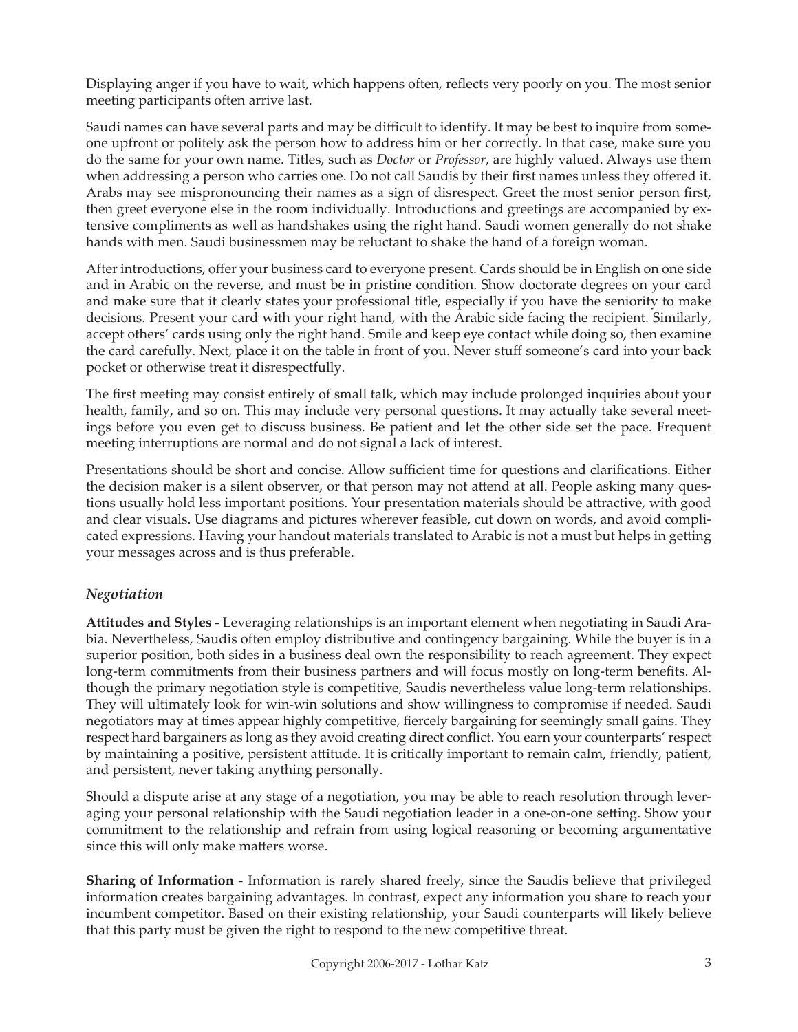Displaying anger if you have to wait, which happens often, reflects very poorly on you. The most senior meeting participants often arrive last.

Saudi names can have several parts and may be difficult to identify. It may be best to inquire from someone upfront or politely ask the person how to address him or her correctly. In that case, make sure you do the same for your own name. Titles, such as *Doctor* or *Professor*, are highly valued. Always use them when addressing a person who carries one. Do not call Saudis by their first names unless they offered it. Arabs may see mispronouncing their names as a sign of disrespect. Greet the most senior person first, then greet everyone else in the room individually. Introductions and greetings are accompanied by extensive compliments as well as handshakes using the right hand. Saudi women generally do not shake hands with men. Saudi businessmen may be reluctant to shake the hand of a foreign woman.

After introductions, offer your business card to everyone present. Cards should be in English on one side and in Arabic on the reverse, and must be in pristine condition. Show doctorate degrees on your card and make sure that it clearly states your professional title, especially if you have the seniority to make decisions. Present your card with your right hand, with the Arabic side facing the recipient. Similarly, accept others' cards using only the right hand. Smile and keep eye contact while doing so, then examine the card carefully. Next, place it on the table in front of you. Never stuff someone's card into your back pocket or otherwise treat it disrespectfully.

The first meeting may consist entirely of small talk, which may include prolonged inquiries about your health, family, and so on. This may include very personal questions. It may actually take several meetings before you even get to discuss business. Be patient and let the other side set the pace. Frequent meeting interruptions are normal and do not signal a lack of interest.

Presentations should be short and concise. Allow sufficient time for questions and clarifications. Either the decision maker is a silent observer, or that person may not attend at all. People asking many questions usually hold less important positions. Your presentation materials should be attractive, with good and clear visuals. Use diagrams and pictures wherever feasible, cut down on words, and avoid complicated expressions. Having your handout materials translated to Arabic is not a must but helps in getting your messages across and is thus preferable.

### *Negotiation*

**Attitudes and Styles -** Leveraging relationships is an important element when negotiating in Saudi Arabia. Nevertheless, Saudis often employ distributive and contingency bargaining. While the buyer is in a superior position, both sides in a business deal own the responsibility to reach agreement. They expect long-term commitments from their business partners and will focus mostly on long-term benefits. Although the primary negotiation style is competitive, Saudis nevertheless value long-term relationships. They will ultimately look for win-win solutions and show willingness to compromise if needed. Saudi negotiators may at times appear highly competitive, fiercely bargaining for seemingly small gains. They respect hard bargainers as long as they avoid creating direct conflict. You earn your counterparts' respect by maintaining a positive, persistent attitude. It is critically important to remain calm, friendly, patient, and persistent, never taking anything personally.

Should a dispute arise at any stage of a negotiation, you may be able to reach resolution through leveraging your personal relationship with the Saudi negotiation leader in a one-on-one setting. Show your commitment to the relationship and refrain from using logical reasoning or becoming argumentative since this will only make matters worse.

**Sharing of Information -** Information is rarely shared freely, since the Saudis believe that privileged information creates bargaining advantages. In contrast, expect any information you share to reach your incumbent competitor. Based on their existing relationship, your Saudi counterparts will likely believe that this party must be given the right to respond to the new competitive threat.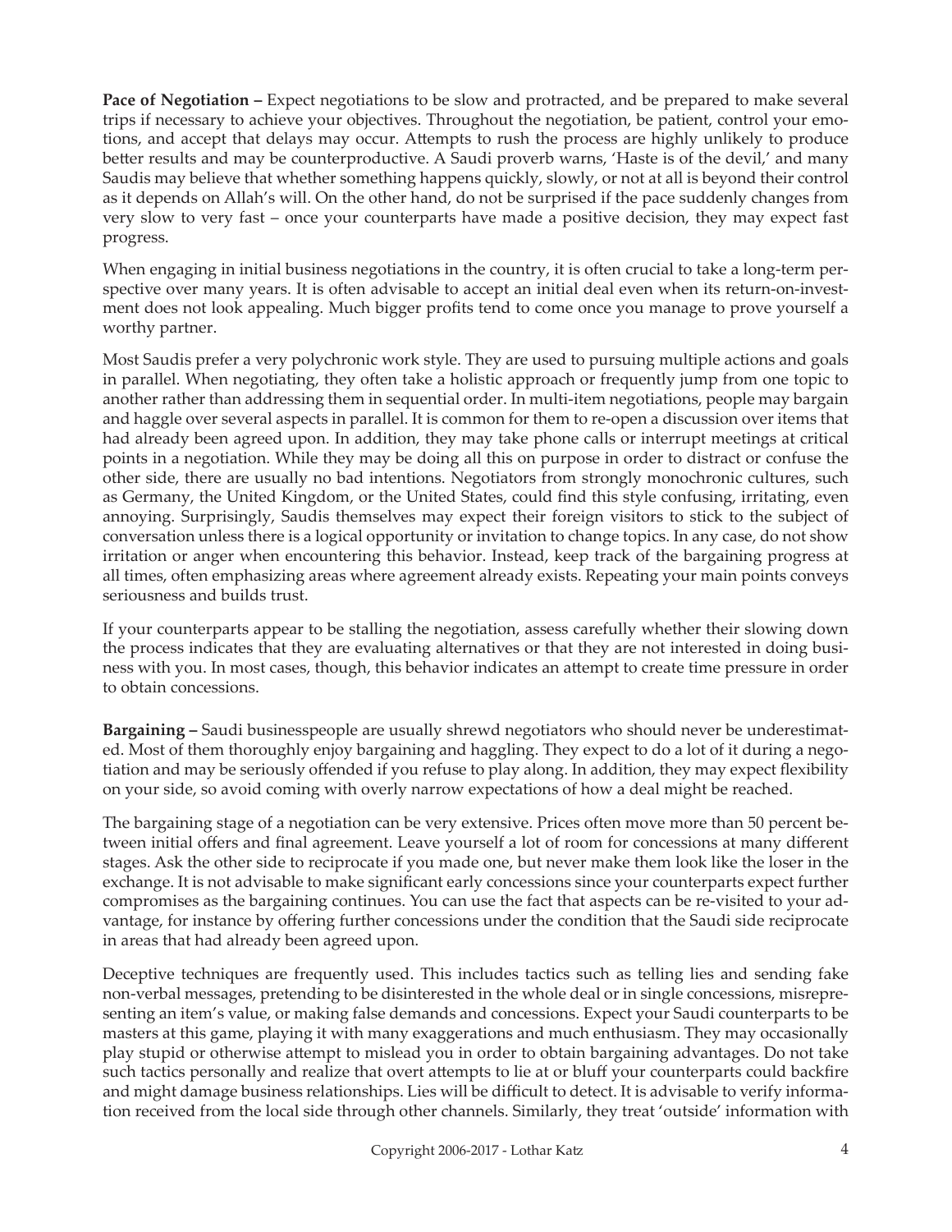**Pace of Negotiation –** Expect negotiations to be slow and protracted, and be prepared to make several trips if necessary to achieve your objectives. Throughout the negotiation, be patient, control your emotions, and accept that delays may occur. Attempts to rush the process are highly unlikely to produce better results and may be counterproductive. A Saudi proverb warns, 'Haste is of the devil,' and many Saudis may believe that whether something happens quickly, slowly, or not at all is beyond their control as it depends on Allah's will. On the other hand, do not be surprised if the pace suddenly changes from very slow to very fast – once your counterparts have made a positive decision, they may expect fast progress.

When engaging in initial business negotiations in the country, it is often crucial to take a long-term perspective over many years. It is often advisable to accept an initial deal even when its return-on-investment does not look appealing. Much bigger profits tend to come once you manage to prove yourself a worthy partner.

Most Saudis prefer a very polychronic work style. They are used to pursuing multiple actions and goals in parallel. When negotiating, they often take a holistic approach or frequently jump from one topic to another rather than addressing them in sequential order. In multi-item negotiations, people may bargain and haggle over several aspects in parallel. It is common for them to re-open a discussion over items that had already been agreed upon. In addition, they may take phone calls or interrupt meetings at critical points in a negotiation. While they may be doing all this on purpose in order to distract or confuse the other side, there are usually no bad intentions. Negotiators from strongly monochronic cultures, such as Germany, the United Kingdom, or the United States, could find this style confusing, irritating, even annoying. Surprisingly, Saudis themselves may expect their foreign visitors to stick to the subject of conversation unless there is a logical opportunity or invitation to change topics. In any case, do not show irritation or anger when encountering this behavior. Instead, keep track of the bargaining progress at all times, often emphasizing areas where agreement already exists. Repeating your main points conveys seriousness and builds trust.

If your counterparts appear to be stalling the negotiation, assess carefully whether their slowing down the process indicates that they are evaluating alternatives or that they are not interested in doing business with you. In most cases, though, this behavior indicates an attempt to create time pressure in order to obtain concessions.

**Bargaining –** Saudi businesspeople are usually shrewd negotiators who should never be underestimated. Most of them thoroughly enjoy bargaining and haggling. They expect to do a lot of it during a negotiation and may be seriously offended if you refuse to play along. In addition, they may expect flexibility on your side, so avoid coming with overly narrow expectations of how a deal might be reached.

The bargaining stage of a negotiation can be very extensive. Prices often move more than 50 percent between initial offers and final agreement. Leave yourself a lot of room for concessions at many different stages. Ask the other side to reciprocate if you made one, but never make them look like the loser in the exchange. It is not advisable to make significant early concessions since your counterparts expect further compromises as the bargaining continues. You can use the fact that aspects can be re-visited to your advantage, for instance by offering further concessions under the condition that the Saudi side reciprocate in areas that had already been agreed upon.

Deceptive techniques are frequently used. This includes tactics such as telling lies and sending fake non-verbal messages, pretending to be disinterested in the whole deal or in single concessions, misrepresenting an item's value, or making false demands and concessions. Expect your Saudi counterparts to be masters at this game, playing it with many exaggerations and much enthusiasm. They may occasionally play stupid or otherwise attempt to mislead you in order to obtain bargaining advantages. Do not take such tactics personally and realize that overt attempts to lie at or bluff your counterparts could backfire and might damage business relationships. Lies will be difficult to detect. It is advisable to verify information received from the local side through other channels. Similarly, they treat 'outside' information with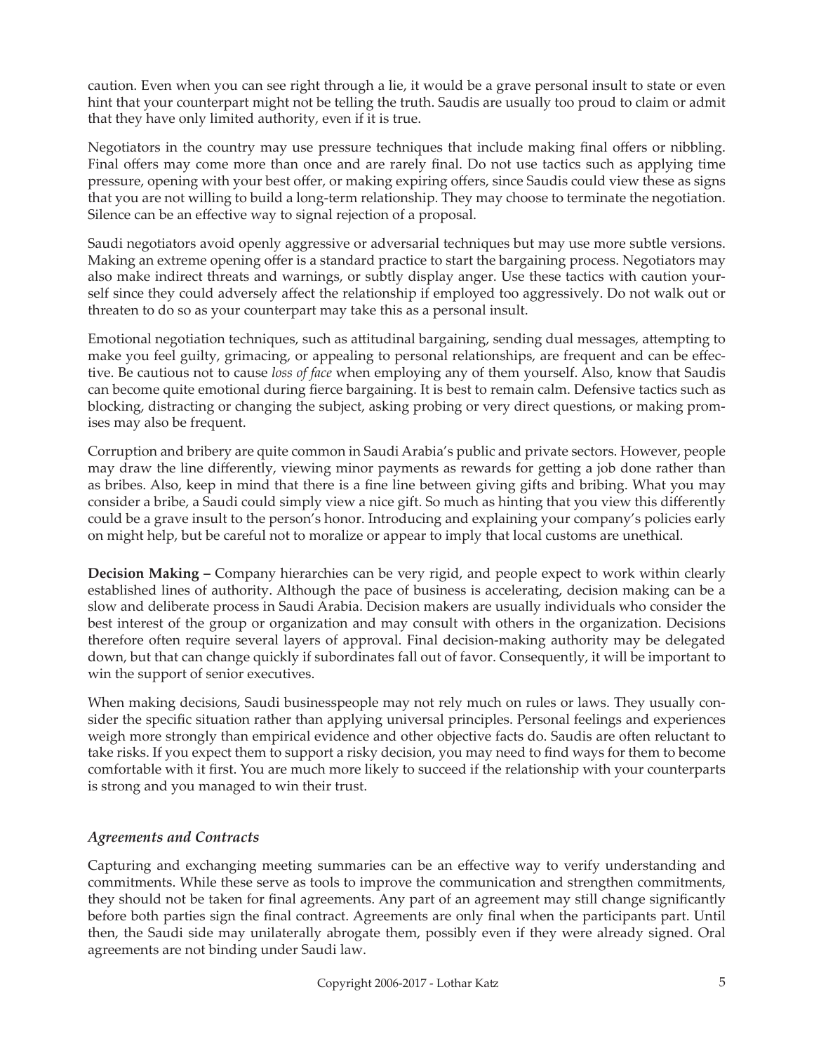caution. Even when you can see right through a lie, it would be a grave personal insult to state or even hint that your counterpart might not be telling the truth. Saudis are usually too proud to claim or admit that they have only limited authority, even if it is true.

Negotiators in the country may use pressure techniques that include making final offers or nibbling. Final offers may come more than once and are rarely final. Do not use tactics such as applying time pressure, opening with your best offer, or making expiring offers, since Saudis could view these as signs that you are not willing to build a long-term relationship. They may choose to terminate the negotiation. Silence can be an effective way to signal rejection of a proposal.

Saudi negotiators avoid openly aggressive or adversarial techniques but may use more subtle versions. Making an extreme opening offer is a standard practice to start the bargaining process. Negotiators may also make indirect threats and warnings, or subtly display anger. Use these tactics with caution yourself since they could adversely affect the relationship if employed too aggressively. Do not walk out or threaten to do so as your counterpart may take this as a personal insult.

Emotional negotiation techniques, such as attitudinal bargaining, sending dual messages, attempting to make you feel guilty, grimacing, or appealing to personal relationships, are frequent and can be effective. Be cautious not to cause *loss of face* when employing any of them yourself. Also, know that Saudis can become quite emotional during fierce bargaining. It is best to remain calm. Defensive tactics such as blocking, distracting or changing the subject, asking probing or very direct questions, or making promises may also be frequent.

Corruption and bribery are quite common in Saudi Arabia's public and private sectors. However, people may draw the line differently, viewing minor payments as rewards for getting a job done rather than as bribes. Also, keep in mind that there is a fine line between giving gifts and bribing. What you may consider a bribe, a Saudi could simply view a nice gift. So much as hinting that you view this differently could be a grave insult to the person's honor. Introducing and explaining your company's policies early on might help, but be careful not to moralize or appear to imply that local customs are unethical.

**Decision Making –** Company hierarchies can be very rigid, and people expect to work within clearly established lines of authority. Although the pace of business is accelerating, decision making can be a slow and deliberate process in Saudi Arabia. Decision makers are usually individuals who consider the best interest of the group or organization and may consult with others in the organization. Decisions therefore often require several layers of approval. Final decision-making authority may be delegated down, but that can change quickly if subordinates fall out of favor. Consequently, it will be important to win the support of senior executives.

When making decisions, Saudi businesspeople may not rely much on rules or laws. They usually consider the specific situation rather than applying universal principles. Personal feelings and experiences weigh more strongly than empirical evidence and other objective facts do. Saudis are often reluctant to take risks. If you expect them to support a risky decision, you may need to find ways for them to become comfortable with it first. You are much more likely to succeed if the relationship with your counterparts is strong and you managed to win their trust.

### *Agreements and Contracts*

Capturing and exchanging meeting summaries can be an effective way to verify understanding and commitments. While these serve as tools to improve the communication and strengthen commitments, they should not be taken for final agreements. Any part of an agreement may still change significantly before both parties sign the final contract. Agreements are only final when the participants part. Until then, the Saudi side may unilaterally abrogate them, possibly even if they were already signed. Oral agreements are not binding under Saudi law.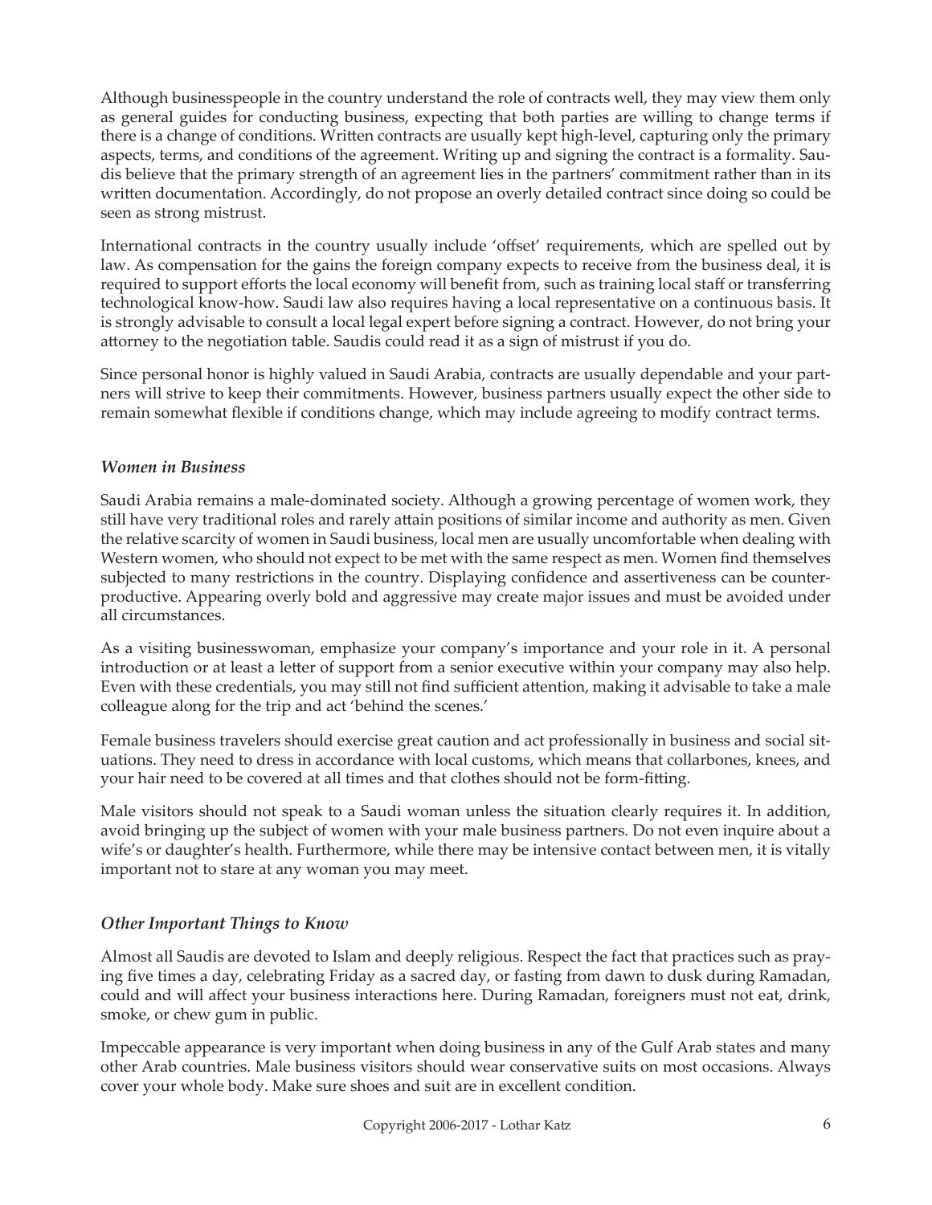Although businesspeople in the country understand the role of contracts well, they may view them only as general guides for conducting business, expecting that both parties are willing to change terms if there is a change of conditions. Written contracts are usually kept high-level, capturing only the primary aspects, terms, and conditions of the agreement. Writing up and signing the contract is a formality. Saudis believe that the primary strength of an agreement lies in the partners' commitment rather than in its written documentation. Accordingly, do not propose an overly detailed contract since doing so could be seen as strong mistrust.

International contracts in the country usually include 'offset' requirements, which are spelled out by law. As compensation for the gains the foreign company expects to receive from the business deal, it is required to support efforts the local economy will benefit from, such as training local staff or transferring technological know-how. Saudi law also requires having a local representative on a continuous basis. It is strongly advisable to consult a local legal expert before signing a contract. However, do not bring your attorney to the negotiation table. Saudis could read it as a sign of mistrust if you do.

Since personal honor is highly valued in Saudi Arabia, contracts are usually dependable and your partners will strive to keep their commitments. However, business partners usually expect the other side to remain somewhat flexible if conditions change, which may include agreeing to modify contract terms.

### *Women in Business*

Saudi Arabia remains a male-dominated society. Although a growing percentage of women work, they still have very traditional roles and rarely attain positions of similar income and authority as men. Given the relative scarcity of women in Saudi business, local men are usually uncomfortable when dealing with Western women, who should not expect to be met with the same respect as men. Women find themselves subjected to many restrictions in the country. Displaying confidence and assertiveness can be counterproductive. Appearing overly bold and aggressive may create major issues and must be avoided under all circumstances.

As a visiting businesswoman, emphasize your company's importance and your role in it. A personal introduction or at least a letter of support from a senior executive within your company may also help. Even with these credentials, you may still not find sufficient attention, making it advisable to take a male colleague along for the trip and act 'behind the scenes.'

Female business travelers should exercise great caution and act professionally in business and social situations. They need to dress in accordance with local customs, which means that collarbones, knees, and your hair need to be covered at all times and that clothes should not be form-fitting.

Male visitors should not speak to a Saudi woman unless the situation clearly requires it. In addition, avoid bringing up the subject of women with your male business partners. Do not even inquire about a wife's or daughter's health. Furthermore, while there may be intensive contact between men, it is vitally important not to stare at any woman you may meet.

### *Other Important Things to Know*

Almost all Saudis are devoted to Islam and deeply religious. Respect the fact that practices such as praying five times a day, celebrating Friday as a sacred day, or fasting from dawn to dusk during Ramadan, could and will affect your business interactions here. During Ramadan, foreigners must not eat, drink, smoke, or chew gum in public.

Impeccable appearance is very important when doing business in any of the Gulf Arab states and many other Arab countries. Male business visitors should wear conservative suits on most occasions. Always cover your whole body. Make sure shoes and suit are in excellent condition.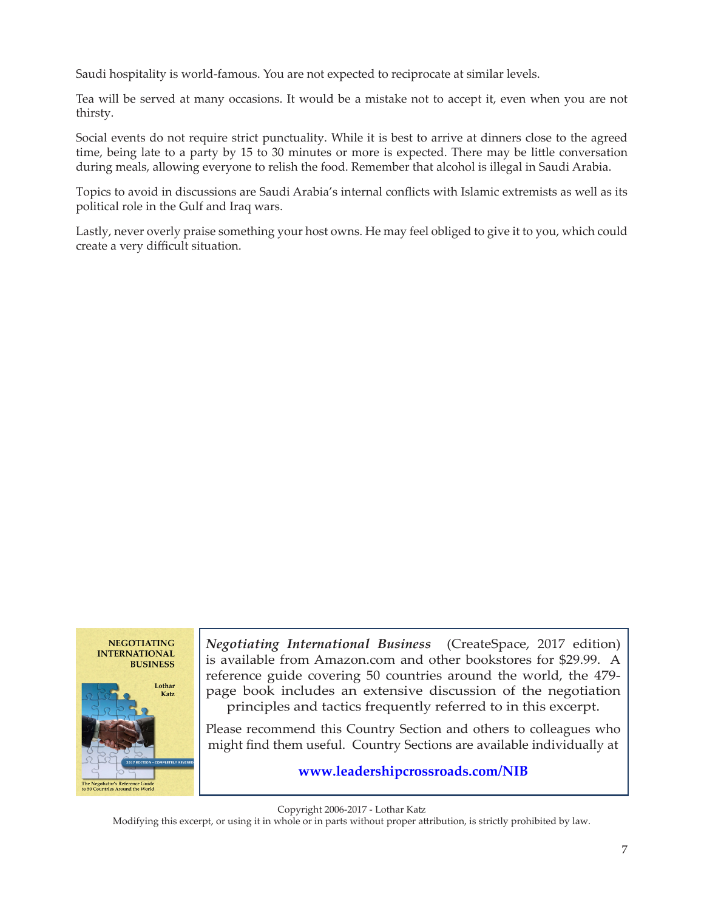Saudi hospitality is world-famous. You are not expected to reciprocate at similar levels.

Tea will be served at many occasions. It would be a mistake not to accept it, even when you are not thirsty.

Social events do not require strict punctuality. While it is best to arrive at dinners close to the agreed time, being late to a party by 15 to 30 minutes or more is expected. There may be little conversation during meals, allowing everyone to relish the food. Remember that alcohol is illegal in Saudi Arabia.

Topics to avoid in discussions are Saudi Arabia's internal conflicts with Islamic extremists as well as its political role in the Gulf and Iraq wars.

Lastly, never overly praise something your host owns. He may feel obliged to give it to you, which could create a very difficult situation.

NEGOTIATING INTERNATIONAL BUSINESS

Lothar Katz

2017 EDITION - COMPLETELY REVISED

The Negotiator's Reference Guide to 50 Countries Around the World

***Negotiating International Business*** (CreateSpace, 2017 edition) is available from Amazon.com and other bookstores for $29.99. A reference guide covering 50 countries around the world, the 479-page book includes an extensive discussion of the negotiation principles and tactics frequently referred to in this excerpt.

Please recommend this Country Section and others to colleagues who might find them useful. Country Sections are available individually at

**www.leadershipcrossroads.com/NIB**

Copyright 2006-2017 - Lothar Katz

Modifying this excerpt, or using it in whole or in parts without proper attribution, is strictly prohibited by law.